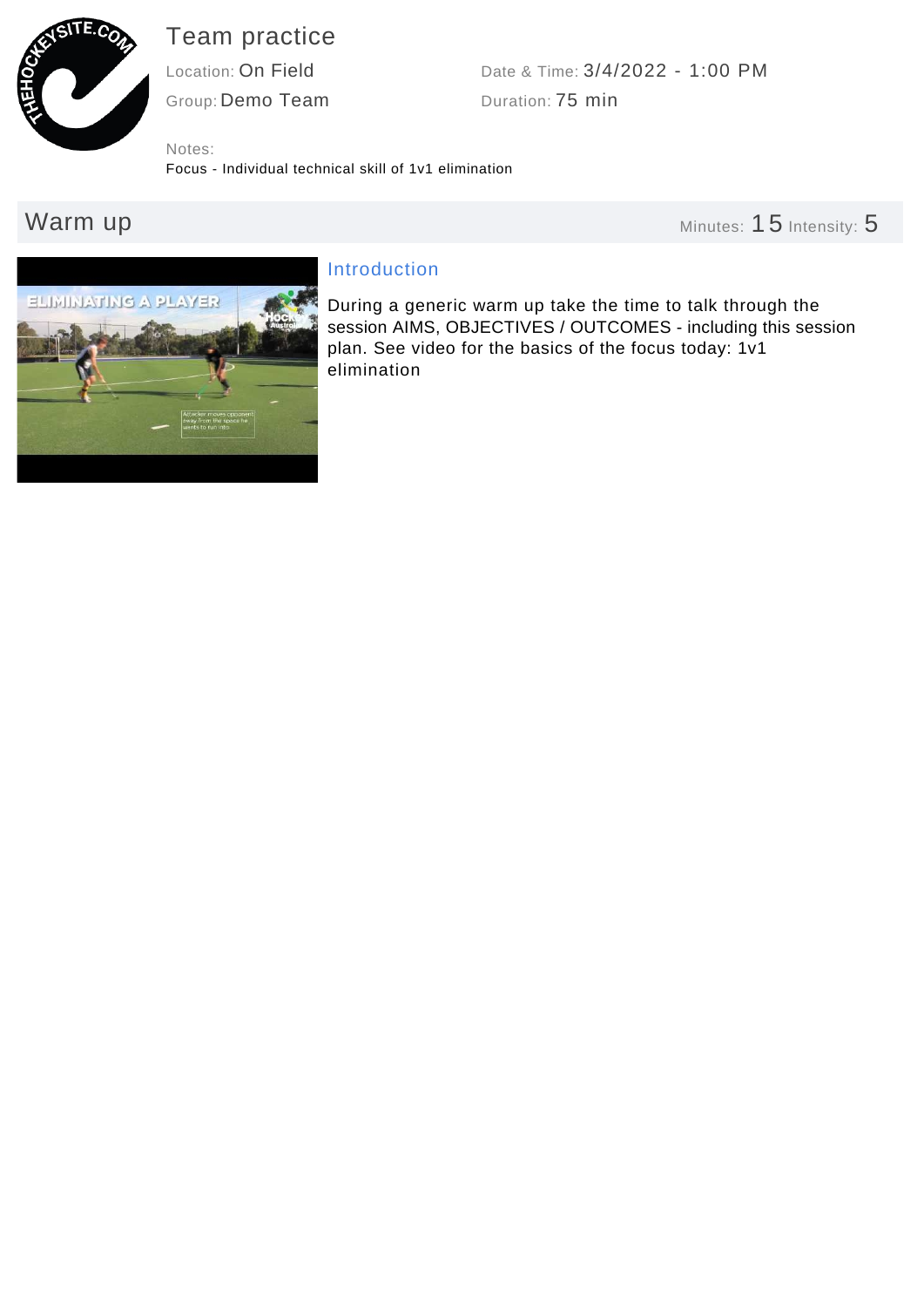# Team practice

Location: On Field

Group: Demo Team

Date & Time: 3/4/2022 - 1:00 PM

Duration: 75 min

Notes:
Focus - Individual technical skill of 1v1 elimination

## Warm up

Minutes: 15 Intensity: 5

### Introduction

During a generic warm up take the time to talk through the session AIMS, OBJECTIVES / OUTCOMES - including this session plan. See video for the basics of the focus today: 1v1 elimination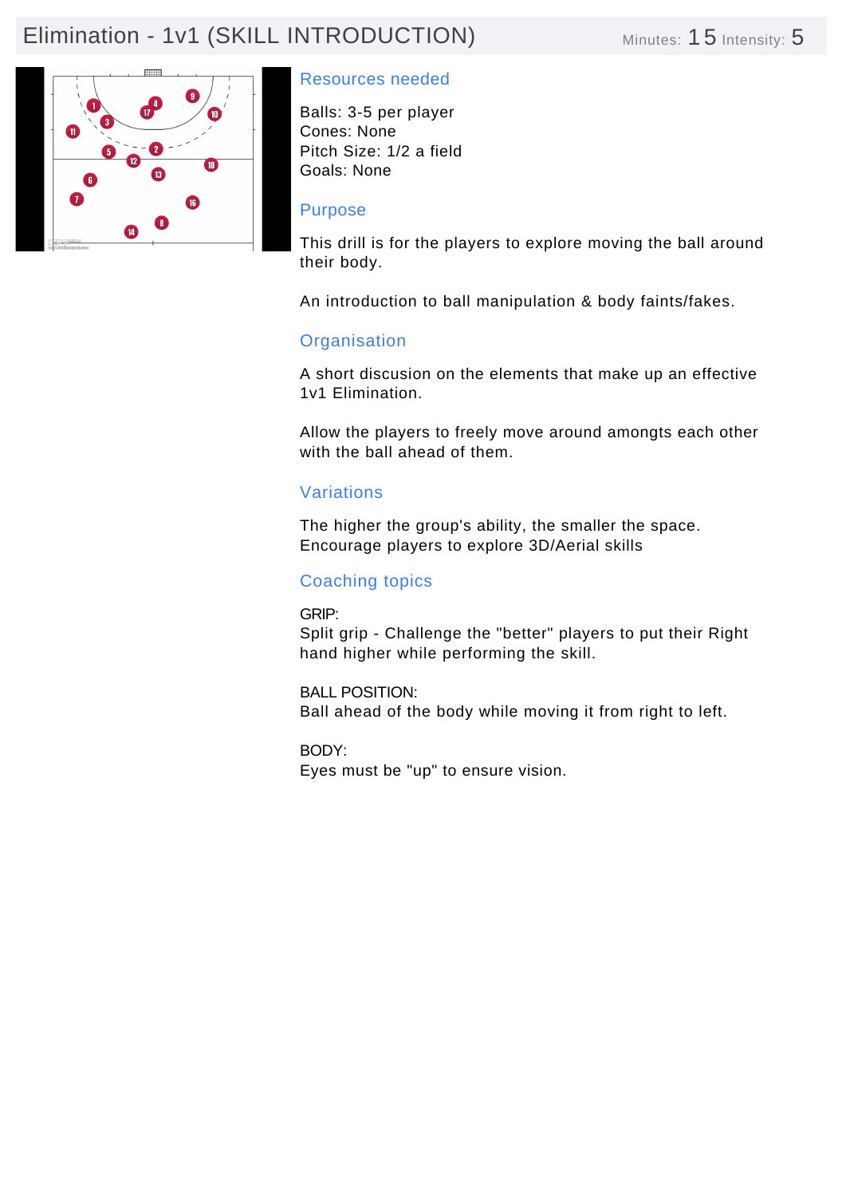# Elimination - 1v1 (SKILL INTRODUCTION)

Minutes: 15 Intensity: 5

## Resources needed

Balls: 3-5 per player
Cones: None
Pitch Size: 1/2 a field
Goals: None

## Purpose

This drill is for the players to explore moving the ball around their body.

An introduction to ball manipulation & body faints/fakes.

## Organisation

A short discusion on the elements that make up an effective 1v1 Elimination.

Allow the players to freely move around amongts each other with the ball ahead of them.

## Variations

The higher the group's ability, the smaller the space.
Encourage players to explore 3D/Aerial skills

## Coaching topics

GRIP:
Split grip - Challenge the "better" players to put their Right hand higher while performing the skill.

BALL POSITION:
Ball ahead of the body while moving it from right to left.

BODY:
Eyes must be "up" to ensure vision.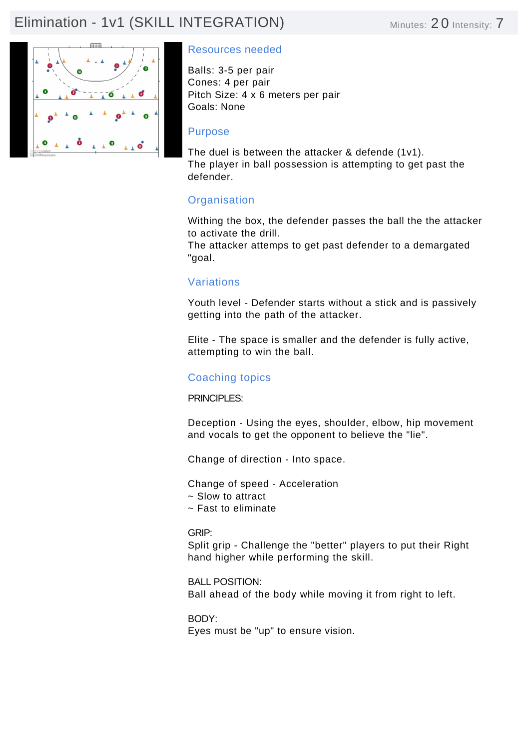# Elimination - 1v1 (SKILL INTEGRATION)

Minutes: 20 Intensity: 7

## Resources needed

Balls: 3-5 per pair
Cones: 4 per pair
Pitch Size: 4 x 6 meters per pair
Goals: None

## Purpose

The duel is between the attacker & defende (1v1).
The player in ball possession is attempting to get past the defender.

## Organisation

Withing the box, the defender passes the ball the the attacker to activate the drill.
The attacker attemps to get past defender to a demargated "goal.

## Variations

Youth level - Defender starts without a stick and is passively getting into the path of the attacker.

Elite - The space is smaller and the defender is fully active, attempting to win the ball.

## Coaching topics

PRINCIPLES:

Deception - Using the eyes, shoulder, elbow, hip movement and vocals to get the opponent to believe the "lie".

Change of direction - Into space.

Change of speed - Acceleration
~ Slow to attract
~ Fast to eliminate

GRIP:
Split grip - Challenge the "better" players to put their Right hand higher while performing the skill.

BALL POSITION:
Ball ahead of the body while moving it from right to left.

BODY:
Eyes must be "up" to ensure vision.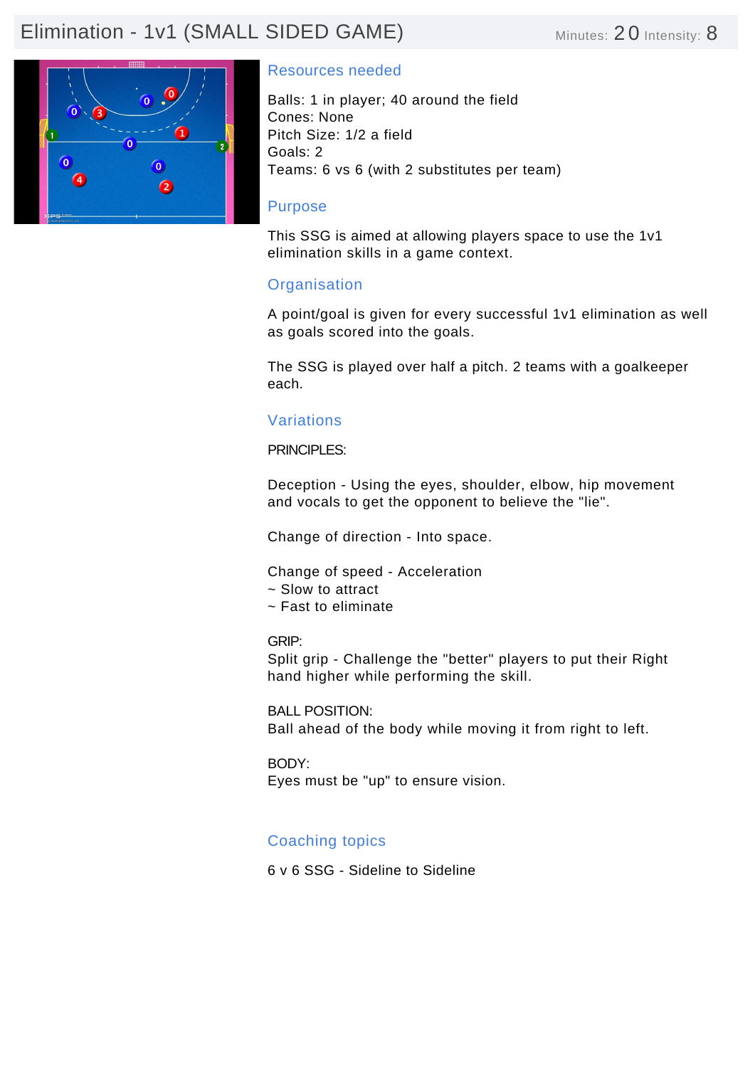# Elimination - 1v1 (SMALL SIDED GAME)

Minutes: 20 Intensity: 8

## Resources needed

Balls: 1 in player; 40 around the field
Cones: None
Pitch Size: 1/2 a field
Goals: 2
Teams: 6 vs 6 (with 2 substitutes per team)

## Purpose

This SSG is aimed at allowing players space to use the 1v1 elimination skills in a game context.

## Organisation

A point/goal is given for every successful 1v1 elimination as well as goals scored into the goals.

The SSG is played over half a pitch. 2 teams with a goalkeeper each.

## Variations

PRINCIPLES:

Deception - Using the eyes, shoulder, elbow, hip movement and vocals to get the opponent to believe the "lie".

Change of direction - Into space.

Change of speed - Acceleration
~ Slow to attract
~ Fast to eliminate

GRIP:
Split grip - Challenge the "better" players to put their Right hand higher while performing the skill.

BALL POSITION:
Ball ahead of the body while moving it from right to left.

BODY:
Eyes must be "up" to ensure vision.

## Coaching topics

6 v 6 SSG - Sideline to Sideline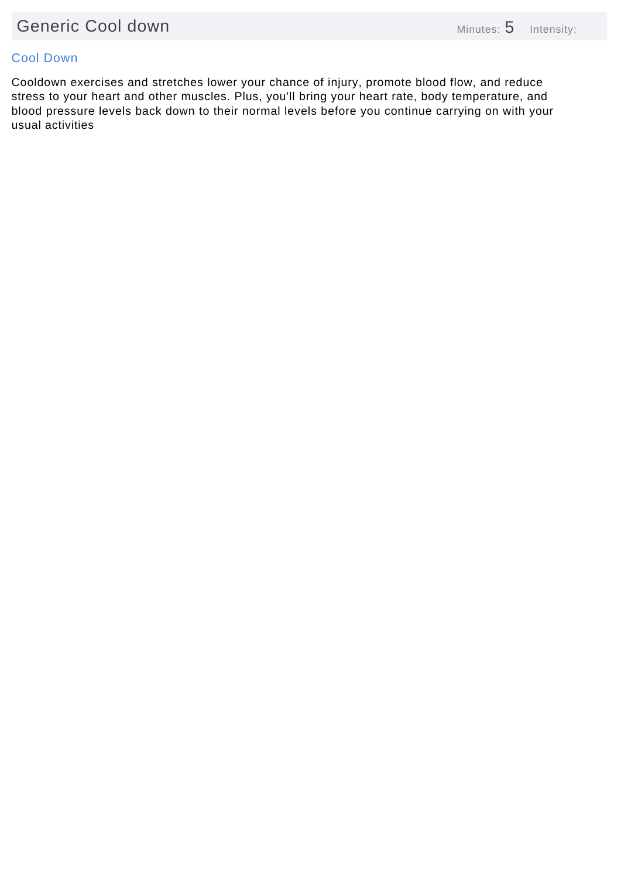## Generic Cool down

Minutes: 5 Intensity:

### Cool Down

Cooldown exercises and stretches lower your chance of injury, promote blood flow, and reduce stress to your heart and other muscles. Plus, you'll bring your heart rate, body temperature, and blood pressure levels back down to their normal levels before you continue carrying on with your usual activities